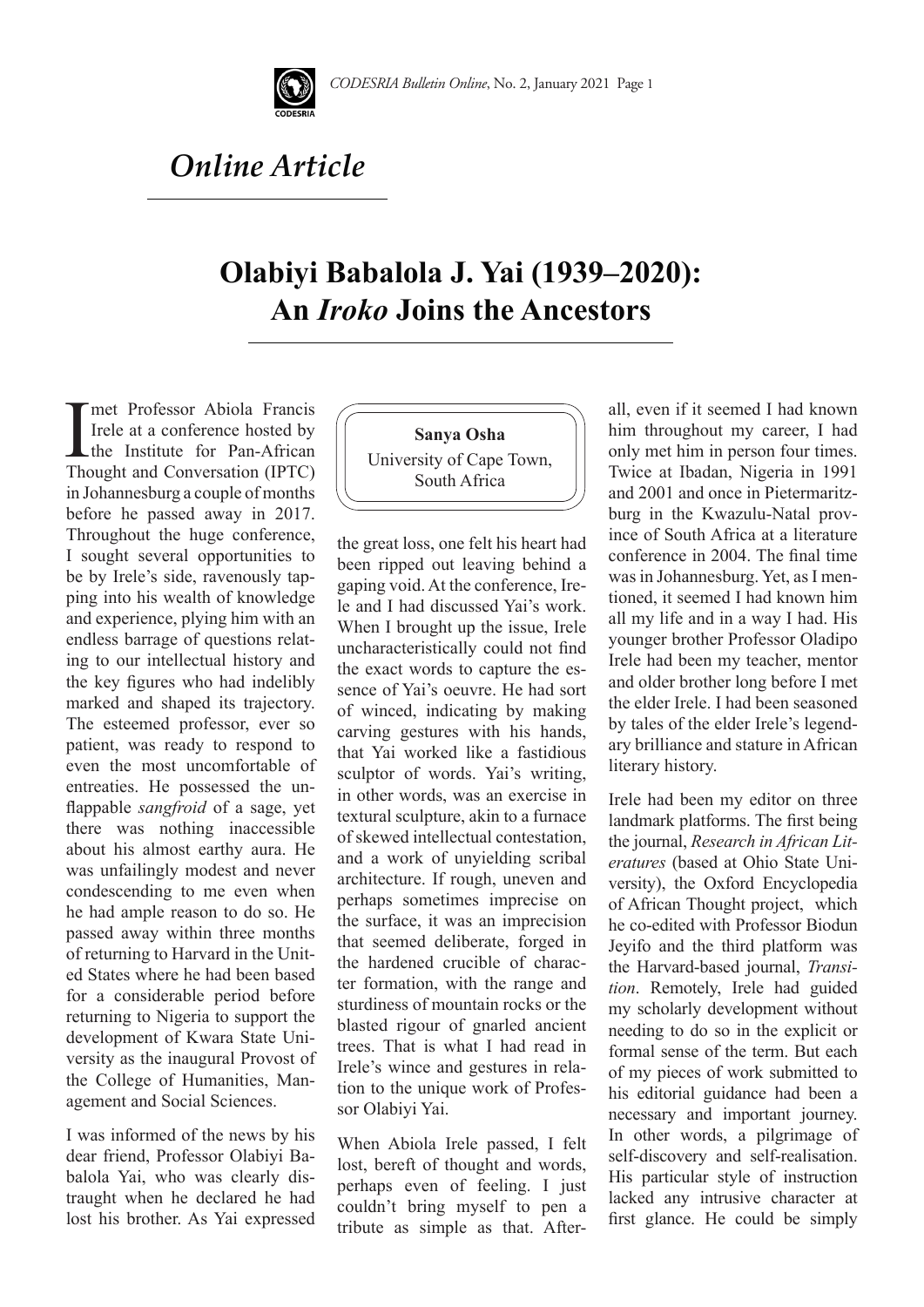*Online Article*

# Olabiyi Babalola J. Yai (1939–2020): An *Iroko* Joins the Ancestors

**Sanya Osha**
University of Cape Town, South Africa

I met Professor Abiola Francis Irele at a conference hosted by the Institute for Pan-African Thought and Conversation (IPTC) in Johannesburg a couple of months before he passed away in 2017. Throughout the huge conference, I sought several opportunities to be by Irele's side, ravenously tapping into his wealth of knowledge and experience, plying him with an endless barrage of questions relating to our intellectual history and the key figures who had indelibly marked and shaped its trajectory. The esteemed professor, ever so patient, was ready to respond to even the most uncomfortable of entreaties. He possessed the unflappable *sangfroid* of a sage, yet there was nothing inaccessible about his almost earthy aura. He was unfailingly modest and never condescending to me even when he had ample reason to do so. He passed away within three months of returning to Harvard in the United States where he had been based for a considerable period before returning to Nigeria to support the development of Kwara State University as the inaugural Provost of the College of Humanities, Management and Social Sciences.

I was informed of the news by his dear friend, Professor Olabiyi Babalola Yai, who was clearly distraught when he declared he had lost his brother. As Yai expressed the great loss, one felt his heart had been ripped out leaving behind a gaping void. At the conference, Irele and I had discussed Yai's work. When I brought up the issue, Irele uncharacteristically could not find the exact words to capture the essence of Yai's oeuvre. He had sort of winced, indicating by making carving gestures with his hands, that Yai worked like a fastidious sculptor of words. Yai's writing, in other words, was an exercise in textural sculpture, akin to a furnace of skewed intellectual contestation, and a work of unyielding scribal architecture. If rough, uneven and perhaps sometimes imprecise on the surface, it was an imprecision that seemed deliberate, forged in the hardened crucible of character formation, with the range and sturdiness of mountain rocks or the blasted rigour of gnarled ancient trees. That is what I had read in Irele's wince and gestures in relation to the unique work of Professor Olabiyi Yai.

When Abiola Irele passed, I felt lost, bereft of thought and words, perhaps even of feeling. I just couldn't bring myself to pen a tribute as simple as that. After-all, even if it seemed I had known him throughout my career, I had only met him in person four times. Twice at Ibadan, Nigeria in 1991 and 2001 and once in Pietermaritzburg in the Kwazulu-Natal province of South Africa at a literature conference in 2004. The final time was in Johannesburg. Yet, as I mentioned, it seemed I had known him all my life and in a way I had. His younger brother Professor Oladipo Irele had been my teacher, mentor and older brother long before I met the elder Irele. I had been seasoned by tales of the elder Irele's legendary brilliance and stature in African literary history.

Irele had been my editor on three landmark platforms. The first being the journal, *Research in African Literatures* (based at Ohio State University), the Oxford Encyclopedia of African Thought project, which he co-edited with Professor Biodun Jeyifo and the third platform was the Harvard-based journal, *Transition*. Remotely, Irele had guided my scholarly development without needing to do so in the explicit or formal sense of the term. But each of my pieces of work submitted to his editorial guidance had been a necessary and important journey. In other words, a pilgrimage of self-discovery and self-realisation. His particular style of instruction lacked any intrusive character at first glance. He could be simply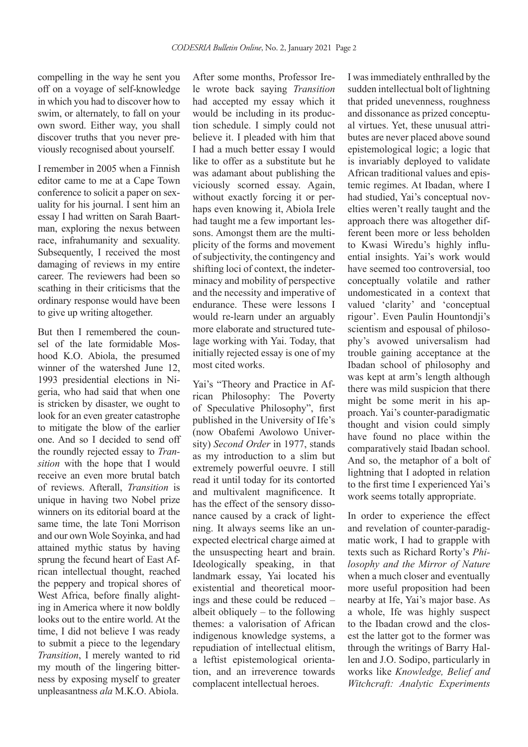compelling in the way he sent you off on a voyage of self-knowledge in which you had to discover how to swim, or alternately, to fall on your own sword. Either way, you shall discover truths that you never previously recognised about yourself.

I remember in 2005 when a Finnish editor came to me at a Cape Town conference to solicit a paper on sexuality for his journal. I sent him an essay I had written on Sarah Baartman, exploring the nexus between race, infrahumanity and sexuality. Subsequently, I received the most damaging of reviews in my entire career. The reviewers had been so scathing in their criticisms that the ordinary response would have been to give up writing altogether.

But then I remembered the counsel of the late formidable Moshood K.O. Abiola, the presumed winner of the watershed June 12, 1993 presidential elections in Nigeria, who had said that when one is stricken by disaster, we ought to look for an even greater catastrophe to mitigate the blow of the earlier one. And so I decided to send off the roundly rejected essay to *Transition* with the hope that I would receive an even more brutal batch of reviews. Afterall, *Transition* is unique in having two Nobel prize winners on its editorial board at the same time, the late Toni Morrison and our own Wole Soyinka, and had attained mythic status by having sprung the fecund heart of East African intellectual thought, reached the peppery and tropical shores of West Africa, before finally alighting in America where it now boldly looks out to the entire world. At the time, I did not believe I was ready to submit a piece to the legendary *Transition*, I merely wanted to rid my mouth of the lingering bitterness by exposing myself to greater unpleasantness *ala* M.K.O. Abiola.

After some months, Professor Irele wrote back saying *Transition* had accepted my essay which it would be including in its production schedule. I simply could not believe it. I pleaded with him that I had a much better essay I would like to offer as a substitute but he was adamant about publishing the viciously scorned essay. Again, without exactly forcing it or perhaps even knowing it, Abiola Irele had taught me a few important lessons. Amongst them are the multiplicity of the forms and movement of subjectivity, the contingency and shifting loci of context, the indeterminacy and mobility of perspective and the necessity and imperative of endurance. These were lessons I would re-learn under an arguably more elaborate and structured tutelage working with Yai. Today, that initially rejected essay is one of my most cited works.

Yai's "Theory and Practice in African Philosophy: The Poverty of Speculative Philosophy", first published in the University of Ife's (now Obafemi Awolowo University) *Second Order* in 1977, stands as my introduction to a slim but extremely powerful oeuvre. I still read it until today for its contorted and multivalent magnificence. It has the effect of the sensory dissonance caused by a crack of lightning. It always seems like an unexpected electrical charge aimed at the unsuspecting heart and brain. Ideologically speaking, in that landmark essay, Yai located his existential and theoretical moorings and these could be reduced – albeit obliquely – to the following themes: a valorisation of African indigenous knowledge systems, a repudiation of intellectual elitism, a leftist epistemological orientation, and an irreverence towards complacent intellectual heroes.

I was immediately enthralled by the sudden intellectual bolt of lightning that prided unevenness, roughness and dissonance as prized conceptual virtues. Yet, these unusual attributes are never placed above sound epistemological logic; a logic that is invariably deployed to validate African traditional values and epistemic regimes. At Ibadan, where I had studied, Yai's conceptual novelties weren't really taught and the approach there was altogether different been more or less beholden to Kwasi Wiredu's highly influential insights. Yai's work would have seemed too controversial, too conceptually volatile and rather undomesticated in a context that valued 'clarity' and 'conceptual rigour'. Even Paulin Hountondji's scientism and espousal of philosophy's avowed universalism had trouble gaining acceptance at the Ibadan school of philosophy and was kept at arm's length although there was mild suspicion that there might be some merit in his approach. Yai's counter-paradigmatic thought and vision could simply have found no place within the comparatively staid Ibadan school. And so, the metaphor of a bolt of lightning that I adopted in relation to the first time I experienced Yai's work seems totally appropriate.

In order to experience the effect and revelation of counter-paradigmatic work, I had to grapple with texts such as Richard Rorty's *Philosophy and the Mirror of Nature* when a much closer and eventually more useful proposition had been nearby at Ife, Yai's major base. As a whole, Ife was highly suspect to the Ibadan crowd and the closest the latter got to the former was through the writings of Barry Hallen and J.O. Sodipo, particularly in works like *Knowledge, Belief and Witchcraft: Analytic Experiments*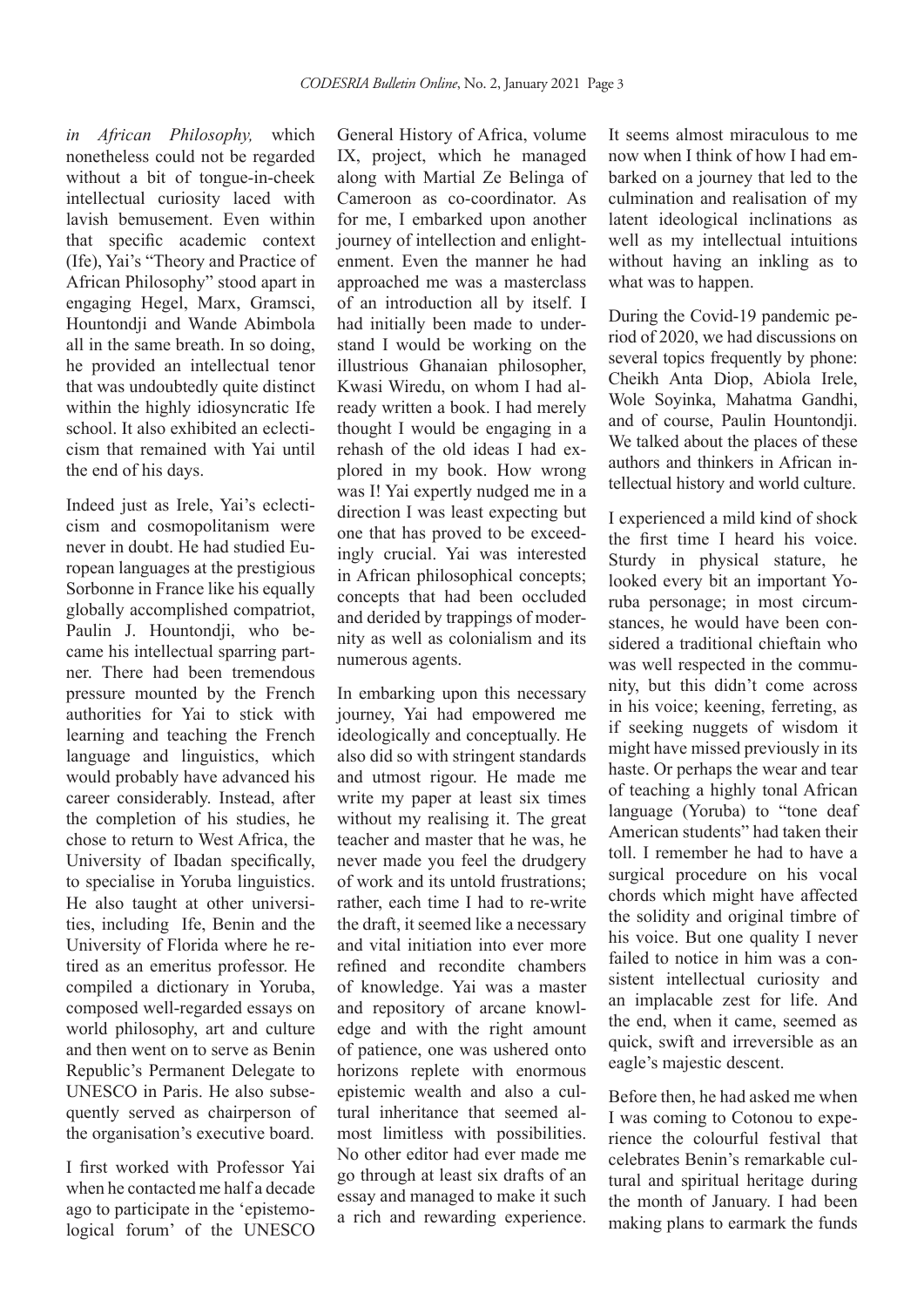*in African Philosophy,* which nonetheless could not be regarded without a bit of tongue-in-cheek intellectual curiosity laced with lavish bemusement. Even within that specific academic context (Ife), Yai's "Theory and Practice of African Philosophy" stood apart in engaging Hegel, Marx, Gramsci, Hountondji and Wande Abimbola all in the same breath. In so doing, he provided an intellectual tenor that was undoubtedly quite distinct within the highly idiosyncratic Ife school. It also exhibited an eclecticism that remained with Yai until the end of his days.

Indeed just as Irele, Yai's eclecticism and cosmopolitanism were never in doubt. He had studied European languages at the prestigious Sorbonne in France like his equally globally accomplished compatriot, Paulin J. Hountondji, who became his intellectual sparring partner. There had been tremendous pressure mounted by the French authorities for Yai to stick with learning and teaching the French language and linguistics, which would probably have advanced his career considerably. Instead, after the completion of his studies, he chose to return to West Africa, the University of Ibadan specifically, to specialise in Yoruba linguistics. He also taught at other universities, including Ife, Benin and the University of Florida where he retired as an emeritus professor. He compiled a dictionary in Yoruba, composed well-regarded essays on world philosophy, art and culture and then went on to serve as Benin Republic's Permanent Delegate to UNESCO in Paris. He also subsequently served as chairperson of the organisation's executive board.

I first worked with Professor Yai when he contacted me half a decade ago to participate in the 'epistemological forum' of the UNESCO General History of Africa, volume IX, project, which he managed along with Martial Ze Belinga of Cameroon as co-coordinator. As for me, I embarked upon another journey of intellection and enlightenment. Even the manner he had approached me was a masterclass of an introduction all by itself. I had initially been made to understand I would be working on the illustrious Ghanaian philosopher, Kwasi Wiredu, on whom I had already written a book. I had merely thought I would be engaging in a rehash of the old ideas I had explored in my book. How wrong was I! Yai expertly nudged me in a direction I was least expecting but one that has proved to be exceedingly crucial. Yai was interested in African philosophical concepts; concepts that had been occluded and derided by trappings of modernity as well as colonialism and its numerous agents.

In embarking upon this necessary journey, Yai had empowered me ideologically and conceptually. He also did so with stringent standards and utmost rigour. He made me write my paper at least six times without my realising it. The great teacher and master that he was, he never made you feel the drudgery of work and its untold frustrations; rather, each time I had to re-write the draft, it seemed like a necessary and vital initiation into ever more refined and recondite chambers of knowledge. Yai was a master and repository of arcane knowledge and with the right amount of patience, one was ushered onto horizons replete with enormous epistemic wealth and also a cultural inheritance that seemed almost limitless with possibilities. No other editor had ever made me go through at least six drafts of an essay and managed to make it such a rich and rewarding experience. It seems almost miraculous to me now when I think of how I had embarked on a journey that led to the culmination and realisation of my latent ideological inclinations as well as my intellectual intuitions without having an inkling as to what was to happen.

During the Covid-19 pandemic period of 2020, we had discussions on several topics frequently by phone: Cheikh Anta Diop, Abiola Irele, Wole Soyinka, Mahatma Gandhi, and of course, Paulin Hountondji. We talked about the places of these authors and thinkers in African intellectual history and world culture.

I experienced a mild kind of shock the first time I heard his voice. Sturdy in physical stature, he looked every bit an important Yoruba personage; in most circumstances, he would have been considered a traditional chieftain who was well respected in the community, but this didn't come across in his voice; keening, ferreting, as if seeking nuggets of wisdom it might have missed previously in its haste. Or perhaps the wear and tear of teaching a highly tonal African language (Yoruba) to "tone deaf American students" had taken their toll. I remember he had to have a surgical procedure on his vocal chords which might have affected the solidity and original timbre of his voice. But one quality I never failed to notice in him was a consistent intellectual curiosity and an implacable zest for life. And the end, when it came, seemed as quick, swift and irreversible as an eagle's majestic descent.

Before then, he had asked me when I was coming to Cotonou to experience the colourful festival that celebrates Benin's remarkable cultural and spiritual heritage during the month of January. I had been making plans to earmark the funds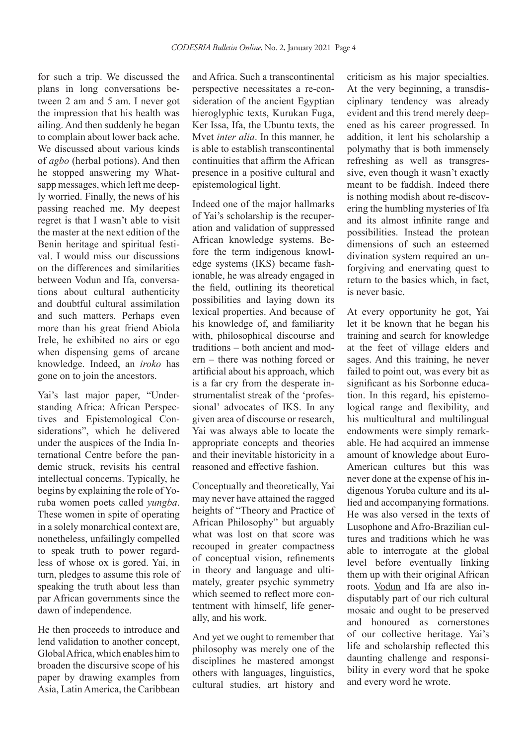for such a trip. We discussed the plans in long conversations between 2 am and 5 am. I never got the impression that his health was ailing. And then suddenly he began to complain about lower back ache. We discussed about various kinds of *agbo* (herbal potions). And then he stopped answering my Whatsapp messages, which left me deeply worried. Finally, the news of his passing reached me. My deepest regret is that I wasn't able to visit the master at the next edition of the Benin heritage and spiritual festival. I would miss our discussions on the differences and similarities between Vodun and Ifa, conversations about cultural authenticity and doubtful cultural assimilation and such matters. Perhaps even more than his great friend Abiola Irele, he exhibited no airs or ego when dispensing gems of arcane knowledge. Indeed, an *iroko* has gone on to join the ancestors.

Yai's last major paper, "Understanding Africa: African Perspectives and Epistemological Considerations", which he delivered under the auspices of the India International Centre before the pandemic struck, revisits his central intellectual concerns. Typically, he begins by explaining the role of Yoruba women poets called *yungba*. These women in spite of operating in a solely monarchical context are, nonetheless, unfailingly compelled to speak truth to power regardless of whose ox is gored. Yai, in turn, pledges to assume this role of speaking the truth about less than par African governments since the dawn of independence.

He then proceeds to introduce and lend validation to another concept, Global Africa, which enables him to broaden the discursive scope of his paper by drawing examples from Asia, Latin America, the Caribbean and Africa. Such a transcontinental perspective necessitates a re-consideration of the ancient Egyptian hieroglyphic texts, Kurukan Fuga, Ker Issa, Ifa, the Ubuntu texts, the Mvet *inter alia*. In this manner, he is able to establish transcontinental continuities that affirm the African presence in a positive cultural and epistemological light.

Indeed one of the major hallmarks of Yai's scholarship is the recuperation and validation of suppressed African knowledge systems. Before the term indigenous knowledge systems (IKS) became fashionable, he was already engaged in the field, outlining its theoretical possibilities and laying down its lexical properties. And because of his knowledge of, and familiarity with, philosophical discourse and traditions – both ancient and modern – there was nothing forced or artificial about his approach, which is a far cry from the desperate instrumentalist streak of the 'professional' advocates of IKS. In any given area of discourse or research, Yai was always able to locate the appropriate concepts and theories and their inevitable historicity in a reasoned and effective fashion.

Conceptually and theoretically, Yai may never have attained the ragged heights of "Theory and Practice of African Philosophy" but arguably what was lost on that score was recouped in greater compactness of conceptual vision, refinements in theory and language and ultimately, greater psychic symmetry which seemed to reflect more contentment with himself, life generally, and his work.

And yet we ought to remember that philosophy was merely one of the disciplines he mastered amongst others with languages, linguistics, cultural studies, art history and criticism as his major specialties. At the very beginning, a transdisciplinary tendency was already evident and this trend merely deepened as his career progressed. In addition, it lent his scholarship a polymathy that is both immensely refreshing as well as transgressive, even though it wasn't exactly meant to be faddish. Indeed there is nothing modish about re-discovering the humbling mysteries of Ifa and its almost infinite range and possibilities. Instead the protean dimensions of such an esteemed divination system required an unforgiving and enervating quest to return to the basics which, in fact, is never basic.

At every opportunity he got, Yai let it be known that he began his training and search for knowledge at the feet of village elders and sages. And this training, he never failed to point out, was every bit as significant as his Sorbonne education. In this regard, his epistemological range and flexibility, and his multicultural and multilingual endowments were simply remarkable. He had acquired an immense amount of knowledge about Euro-American cultures but this was never done at the expense of his indigenous Yoruba culture and its allied and accompanying formations. He was also versed in the texts of Lusophone and Afro-Brazilian cultures and traditions which he was able to interrogate at the global level before eventually linking them up with their original African roots. Vodun and Ifa are also indisputably part of our rich cultural mosaic and ought to be preserved and honoured as cornerstones of our collective heritage. Yai's life and scholarship reflected this daunting challenge and responsibility in every word that he spoke and every word he wrote.